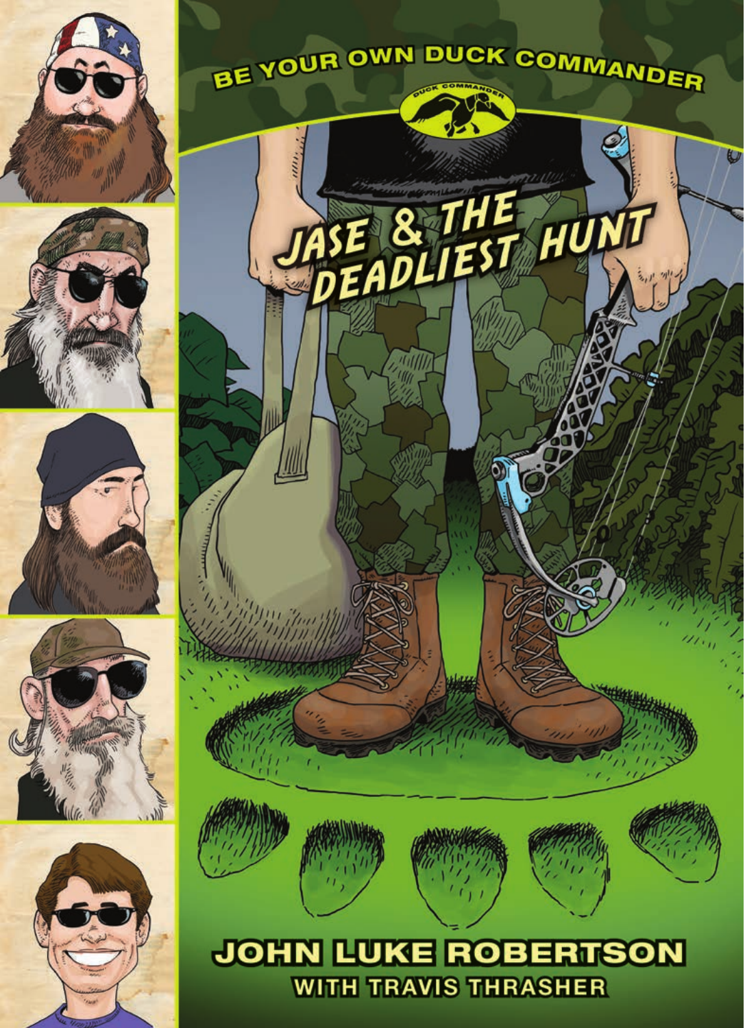BE YOUR OWN DUCK COMMANDER

# JASE & THE DEADLIEST HUNT

JOHN LUKE ROBERTSON

WITH TRAVIS THRASHER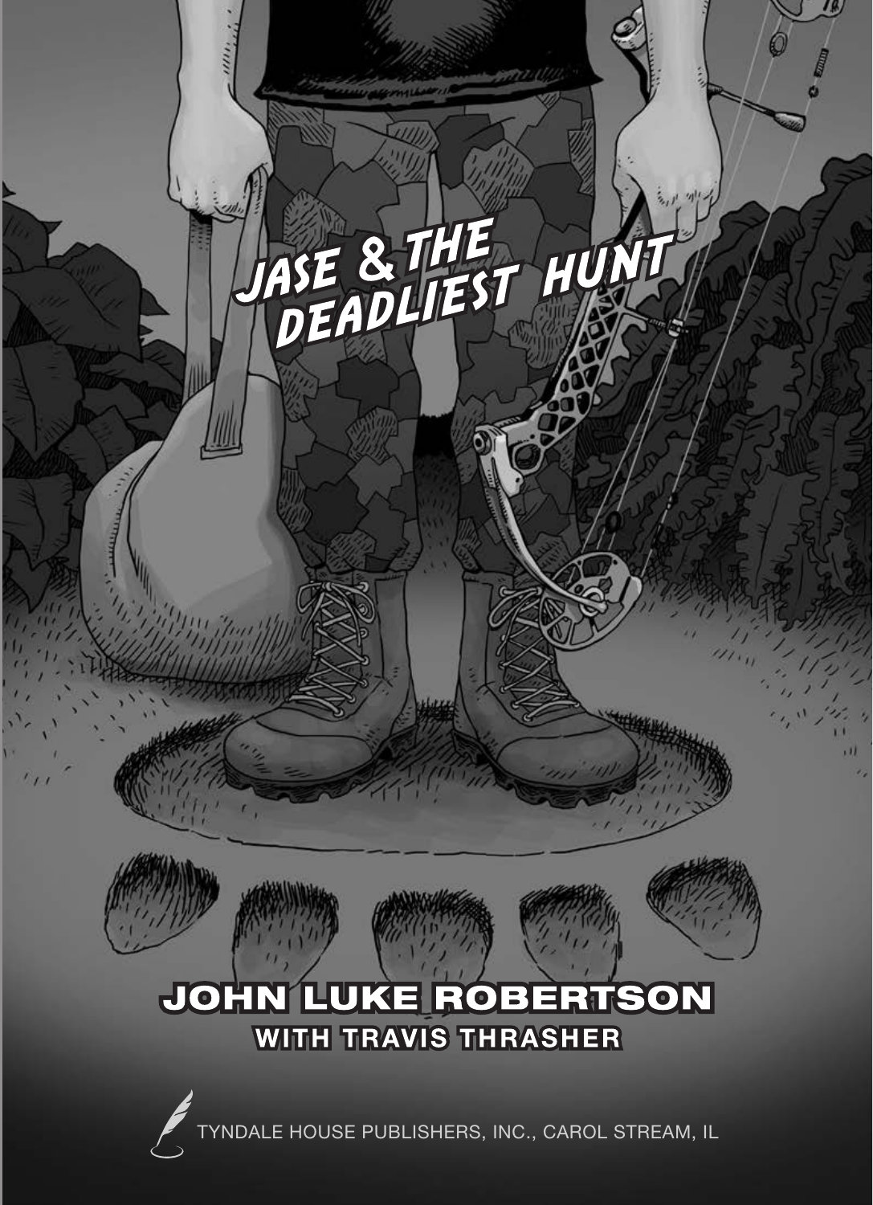# JASE & THE DEADLIEST HUNT

**JOHN LUKE ROBERTSON**

**WITH TRAVIS THRASHER**

TYNDALE HOUSE PUBLISHERS, INC., CAROL STREAM, IL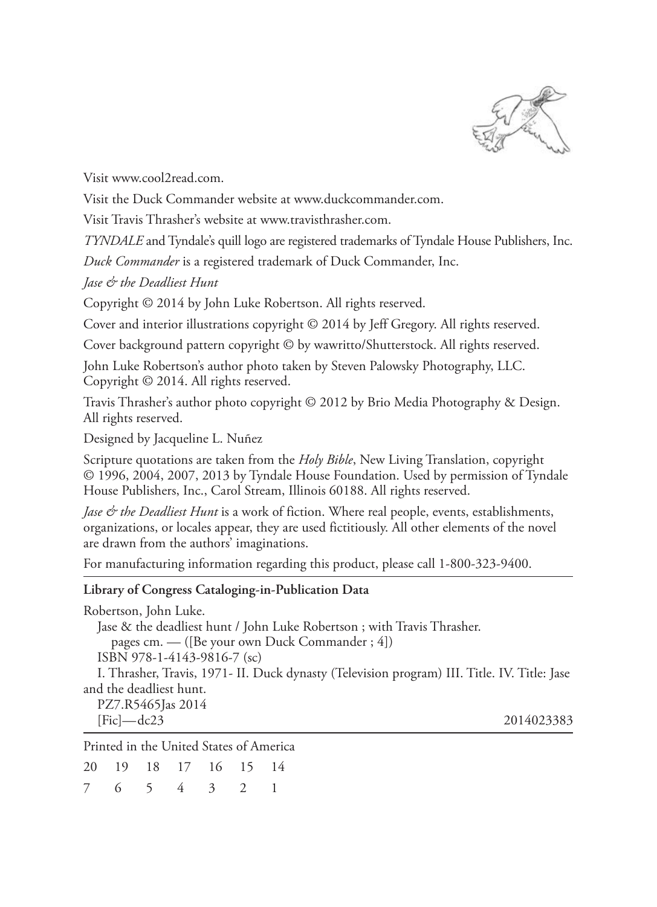Visit www.cool2read.com.

Visit the Duck Commander website at www.duckcommander.com.

Visit Travis Thrasher's website at www.travisthrasher.com.

*TYNDALE* and Tyndale's quill logo are registered trademarks of Tyndale House Publishers, Inc.

*Duck Commander* is a registered trademark of Duck Commander, Inc.

*Jase & the Deadliest Hunt*

Copyright © 2014 by John Luke Robertson. All rights reserved.

Cover and interior illustrations copyright © 2014 by Jeff Gregory. All rights reserved.

Cover background pattern copyright © by wawritto/Shutterstock. All rights reserved.

John Luke Robertson's author photo taken by Steven Palowsky Photography, LLC. Copyright © 2014. All rights reserved.

Travis Thrasher's author photo copyright © 2012 by Brio Media Photography & Design. All rights reserved.

Designed by Jacqueline L. Nuñez

Scripture quotations are taken from the *Holy Bible*, New Living Translation, copyright © 1996, 2004, 2007, 2013 by Tyndale House Foundation. Used by permission of Tyndale House Publishers, Inc., Carol Stream, Illinois 60188. All rights reserved.

*Jase & the Deadliest Hunt* is a work of fiction. Where real people, events, establishments, organizations, or locales appear, they are used fictitiously. All other elements of the novel are drawn from the authors' imaginations.

For manufacturing information regarding this product, please call 1-800-323-9400.

---

**Library of Congress Cataloging-in-Publication Data**

Robertson, John Luke.
Jase & the deadliest hunt / John Luke Robertson ; with Travis Thrasher.
pages cm. — ([Be your own Duck Commander ; 4])
ISBN 978-1-4143-9816-7 (sc)
I. Thrasher, Travis, 1971- II. Duck dynasty (Television program) III. Title. IV. Title: Jase and the deadliest hunt.
PZ7.R5465Jas 2014
[Fic]—dc23 2014023383

---

Printed in the United States of America

20 19 18 17 16 15 14
7 6 5 4 3 2 1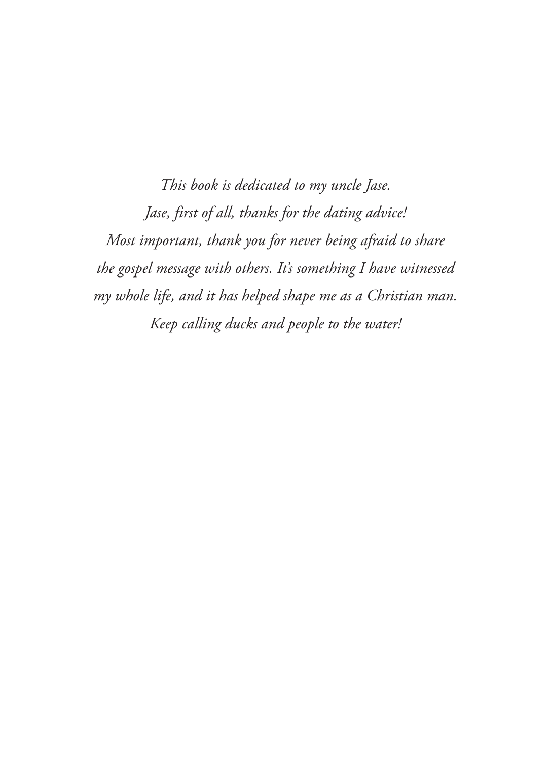*This book is dedicated to my uncle Jase.*
*Jase, first of all, thanks for the dating advice!*
*Most important, thank you for never being afraid to share the gospel message with others. It's something I have witnessed my whole life, and it has helped shape me as a Christian man.*
*Keep calling ducks and people to the water!*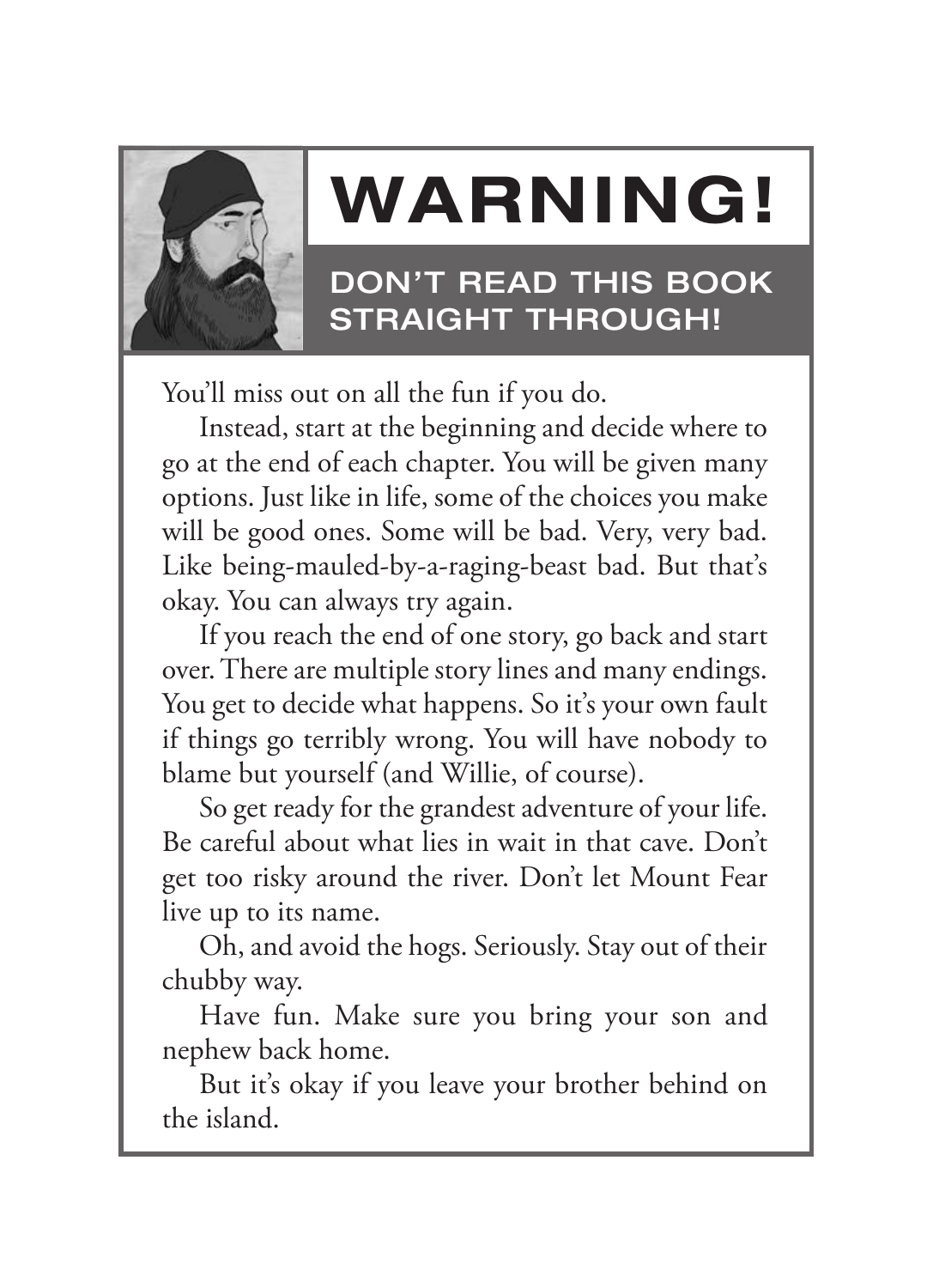# WARNING!

## DON'T READ THIS BOOK STRAIGHT THROUGH!

You'll miss out on all the fun if you do.

Instead, start at the beginning and decide where to go at the end of each chapter. You will be given many options. Just like in life, some of the choices you make will be good ones. Some will be bad. Very, very bad. Like being-mauled-by-a-raging-beast bad. But that's okay. You can always try again.

If you reach the end of one story, go back and start over. There are multiple story lines and many endings. You get to decide what happens. So it's your own fault if things go terribly wrong. You will have nobody to blame but yourself (and Willie, of course).

So get ready for the grandest adventure of your life. Be careful about what lies in wait in that cave. Don't get too risky around the river. Don't let Mount Fear live up to its name.

Oh, and avoid the hogs. Seriously. Stay out of their chubby way.

Have fun. Make sure you bring your son and nephew back home.

But it's okay if you leave your brother behind on the island.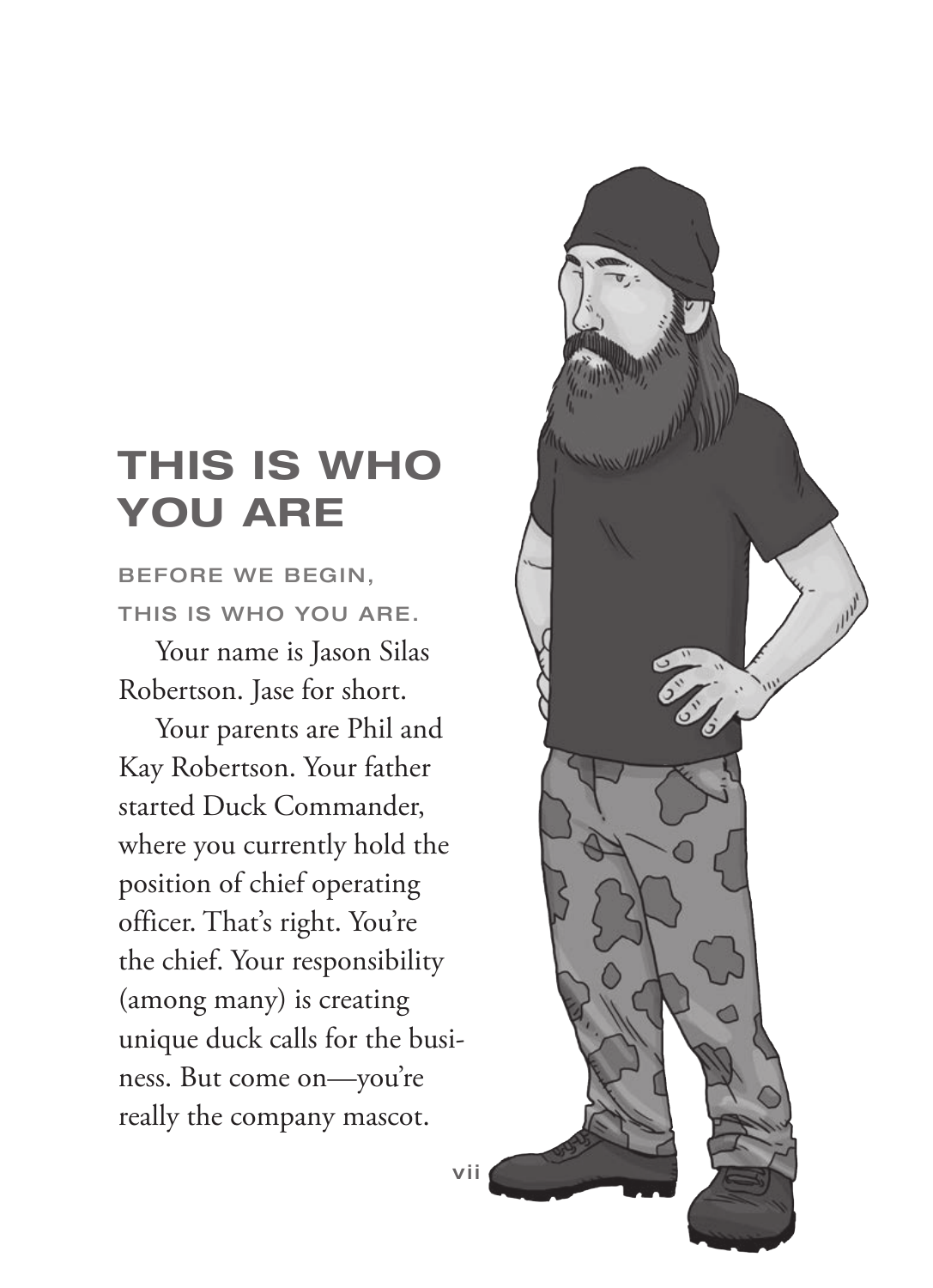# THIS IS WHO YOU ARE

BEFORE WE BEGIN,
THIS IS WHO YOU ARE.

Your name is Jason Silas Robertson. Jase for short.

Your parents are Phil and Kay Robertson. Your father started Duck Commander, where you currently hold the position of chief operating officer. That's right. You're the chief. Your responsibility (among many) is creating unique duck calls for the business. But come on—you're really the company mascot.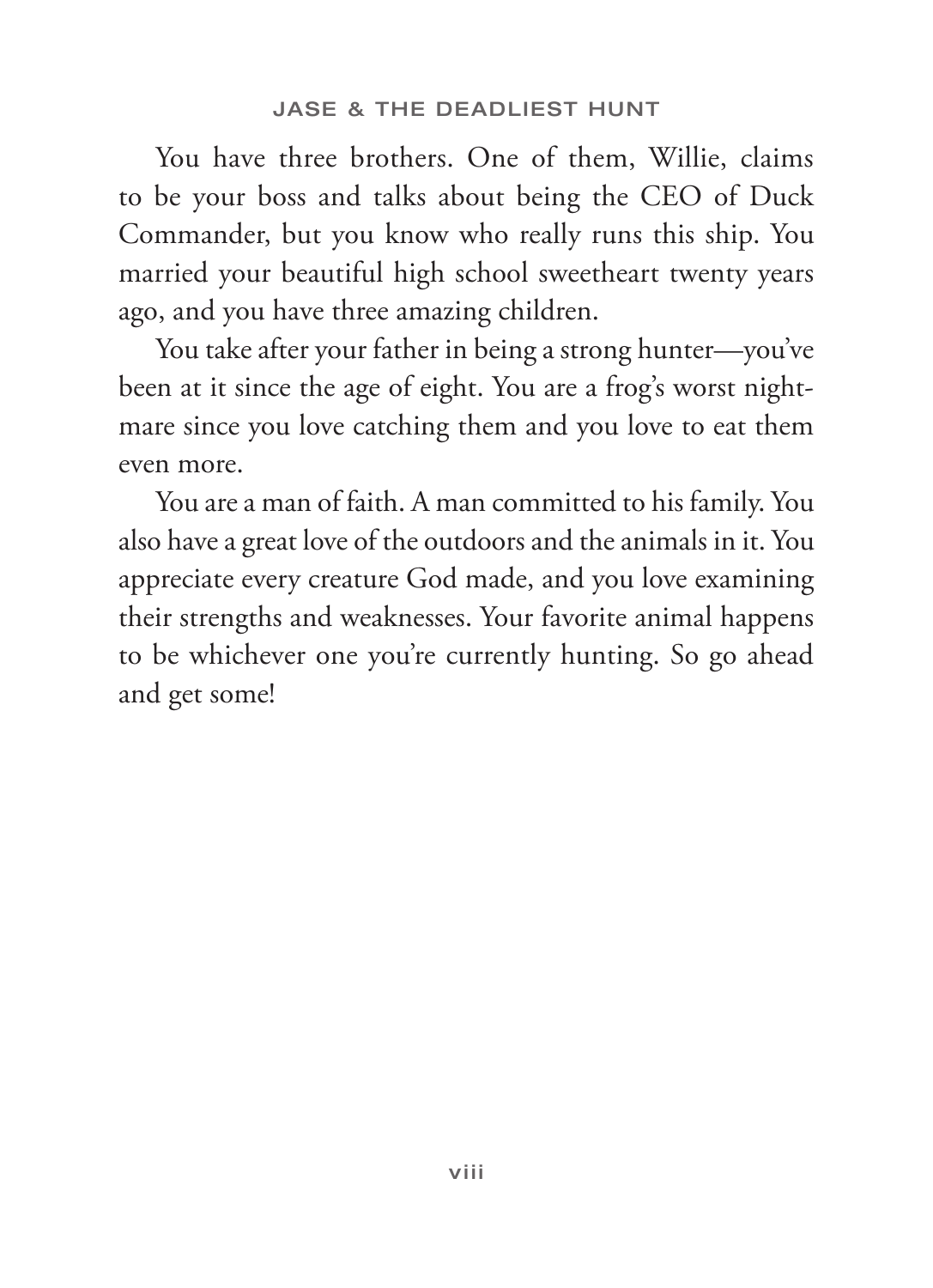You have three brothers. One of them, Willie, claims to be your boss and talks about being the CEO of Duck Commander, but you know who really runs this ship. You married your beautiful high school sweetheart twenty years ago, and you have three amazing children.

You take after your father in being a strong hunter—you've been at it since the age of eight. You are a frog's worst nightmare since you love catching them and you love to eat them even more.

You are a man of faith. A man committed to his family. You also have a great love of the outdoors and the animals in it. You appreciate every creature God made, and you love examining their strengths and weaknesses. Your favorite animal happens to be whichever one you're currently hunting. So go ahead and get some!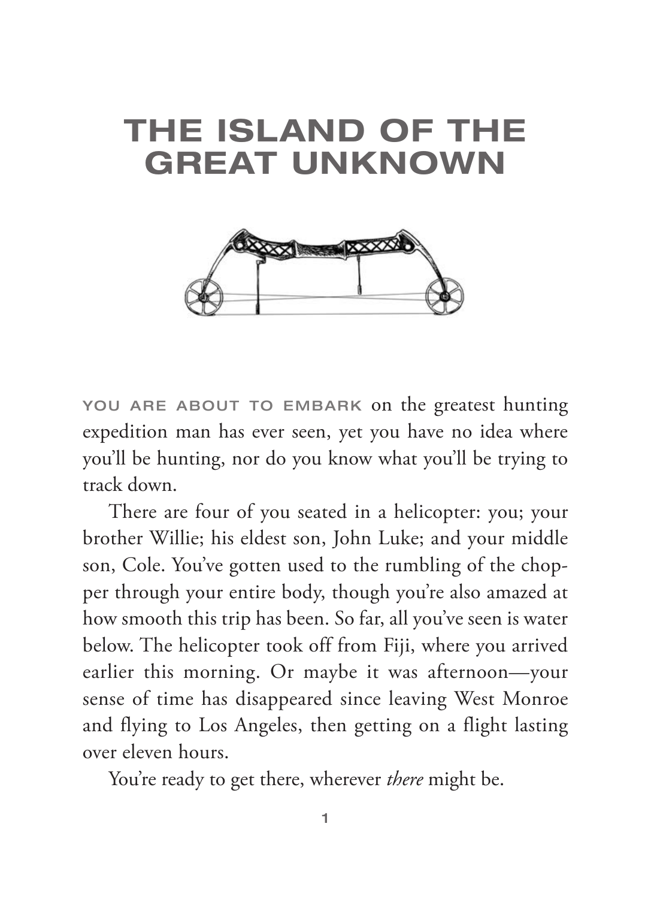# THE ISLAND OF THE GREAT UNKNOWN

YOU ARE ABOUT TO EMBARK on the greatest hunting expedition man has ever seen, yet you have no idea where you'll be hunting, nor do you know what you'll be trying to track down.

There are four of you seated in a helicopter: you; your brother Willie; his eldest son, John Luke; and your middle son, Cole. You've gotten used to the rumbling of the chopper through your entire body, though you're also amazed at how smooth this trip has been. So far, all you've seen is water below. The helicopter took off from Fiji, where you arrived earlier this morning. Or maybe it was afternoon—your sense of time has disappeared since leaving West Monroe and flying to Los Angeles, then getting on a flight lasting over eleven hours.

You're ready to get there, wherever *there* might be.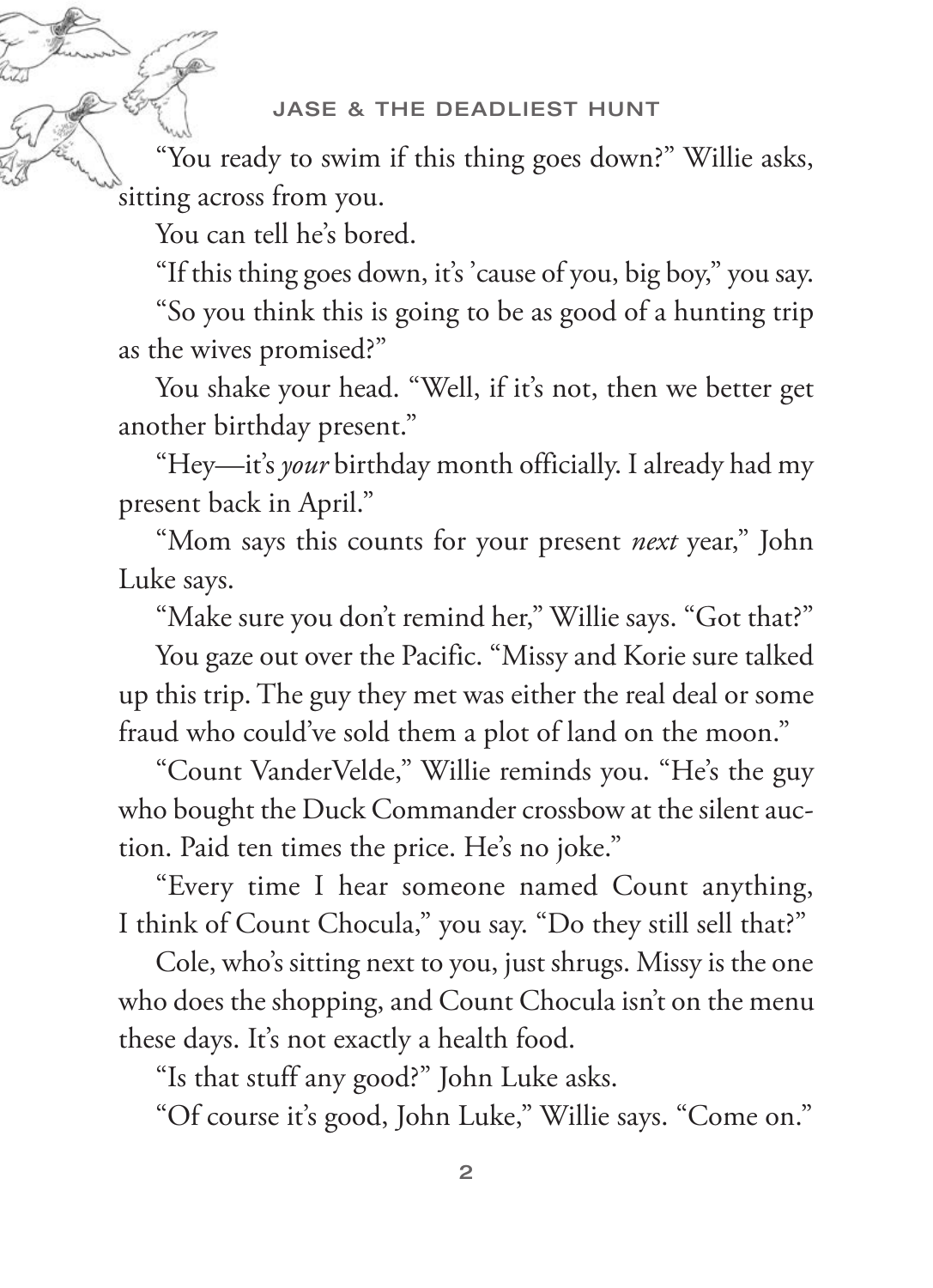"You ready to swim if this thing goes down?" Willie asks, sitting across from you.

You can tell he's bored.

"If this thing goes down, it's 'cause of you, big boy," you say.

"So you think this is going to be as good of a hunting trip as the wives promised?"

You shake your head. "Well, if it's not, then we better get another birthday present."

"Hey—it's *your* birthday month officially. I already had my present back in April."

"Mom says this counts for your present *next* year," John Luke says.

"Make sure you don't remind her," Willie says. "Got that?"

You gaze out over the Pacific. "Missy and Korie sure talked up this trip. The guy they met was either the real deal or some fraud who could've sold them a plot of land on the moon."

"Count VanderVelde," Willie reminds you. "He's the guy who bought the Duck Commander crossbow at the silent auction. Paid ten times the price. He's no joke."

"Every time I hear someone named Count anything, I think of Count Chocula," you say. "Do they still sell that?"

Cole, who's sitting next to you, just shrugs. Missy is the one who does the shopping, and Count Chocula isn't on the menu these days. It's not exactly a health food.

"Is that stuff any good?" John Luke asks.

"Of course it's good, John Luke," Willie says. "Come on."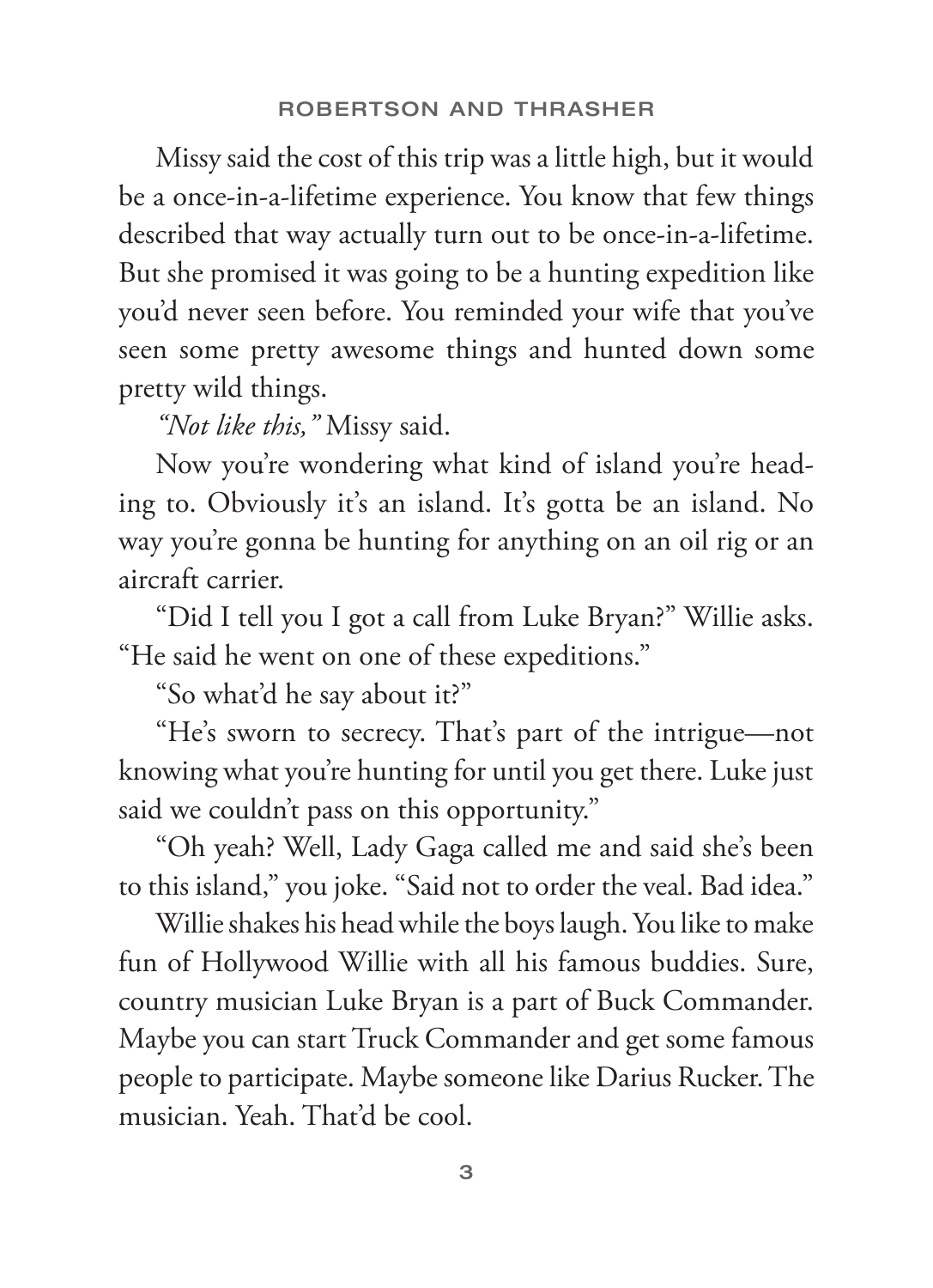Missy said the cost of this trip was a little high, but it would be a once-in-a-lifetime experience. You know that few things described that way actually turn out to be once-in-a-lifetime. But she promised it was going to be a hunting expedition like you'd never seen before. You reminded your wife that you've seen some pretty awesome things and hunted down some pretty wild things.

*"Not like this,"* Missy said.

Now you're wondering what kind of island you're heading to. Obviously it's an island. It's gotta be an island. No way you're gonna be hunting for anything on an oil rig or an aircraft carrier.

"Did I tell you I got a call from Luke Bryan?" Willie asks. "He said he went on one of these expeditions."

"So what'd he say about it?"

"He's sworn to secrecy. That's part of the intrigue—not knowing what you're hunting for until you get there. Luke just said we couldn't pass on this opportunity."

"Oh yeah? Well, Lady Gaga called me and said she's been to this island," you joke. "Said not to order the veal. Bad idea."

Willie shakes his head while the boys laugh. You like to make fun of Hollywood Willie with all his famous buddies. Sure, country musician Luke Bryan is a part of Buck Commander. Maybe you can start Truck Commander and get some famous people to participate. Maybe someone like Darius Rucker. The musician. Yeah. That'd be cool.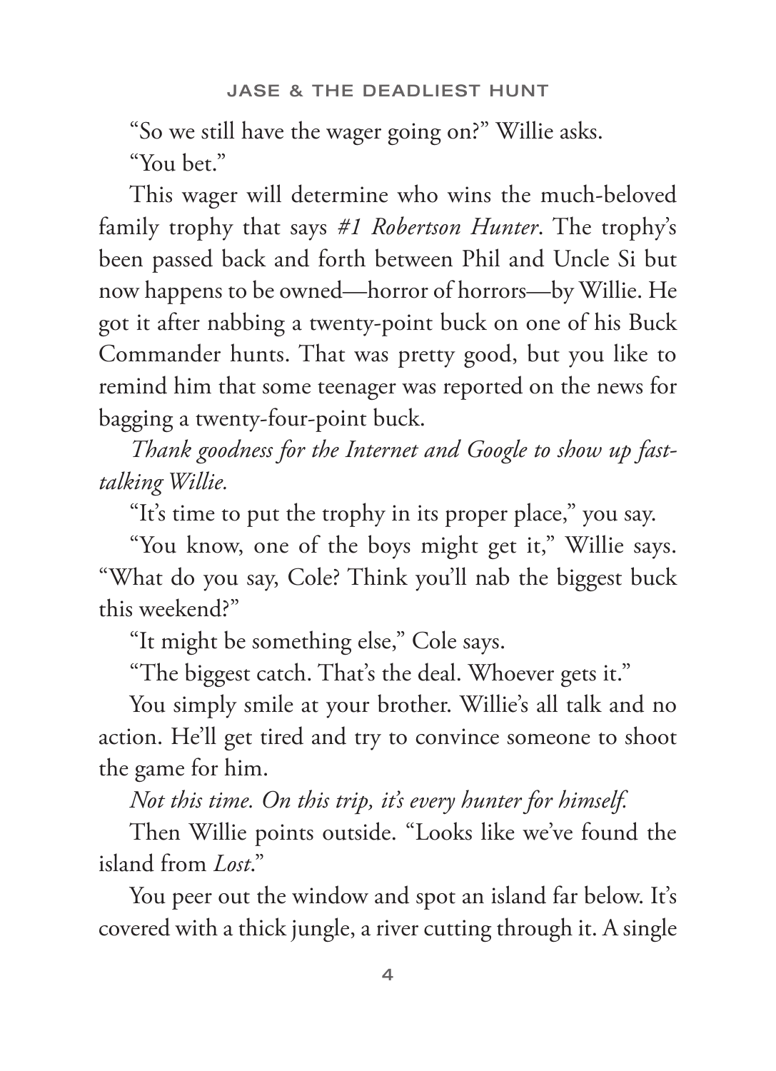"So we still have the wager going on?" Willie asks.

"You bet."

This wager will determine who wins the much-beloved family trophy that says *#1 Robertson Hunter*. The trophy's been passed back and forth between Phil and Uncle Si but now happens to be owned—horror of horrors—by Willie. He got it after nabbing a twenty-point buck on one of his Buck Commander hunts. That was pretty good, but you like to remind him that some teenager was reported on the news for bagging a twenty-four-point buck.

*Thank goodness for the Internet and Google to show up fast-talking Willie.*

"It's time to put the trophy in its proper place," you say.

"You know, one of the boys might get it," Willie says. "What do you say, Cole? Think you'll nab the biggest buck this weekend?"

"It might be something else," Cole says.

"The biggest catch. That's the deal. Whoever gets it."

You simply smile at your brother. Willie's all talk and no action. He'll get tired and try to convince someone to shoot the game for him.

*Not this time. On this trip, it's every hunter for himself.*

Then Willie points outside. "Looks like we've found the island from *Lost*."

You peer out the window and spot an island far below. It's covered with a thick jungle, a river cutting through it. A single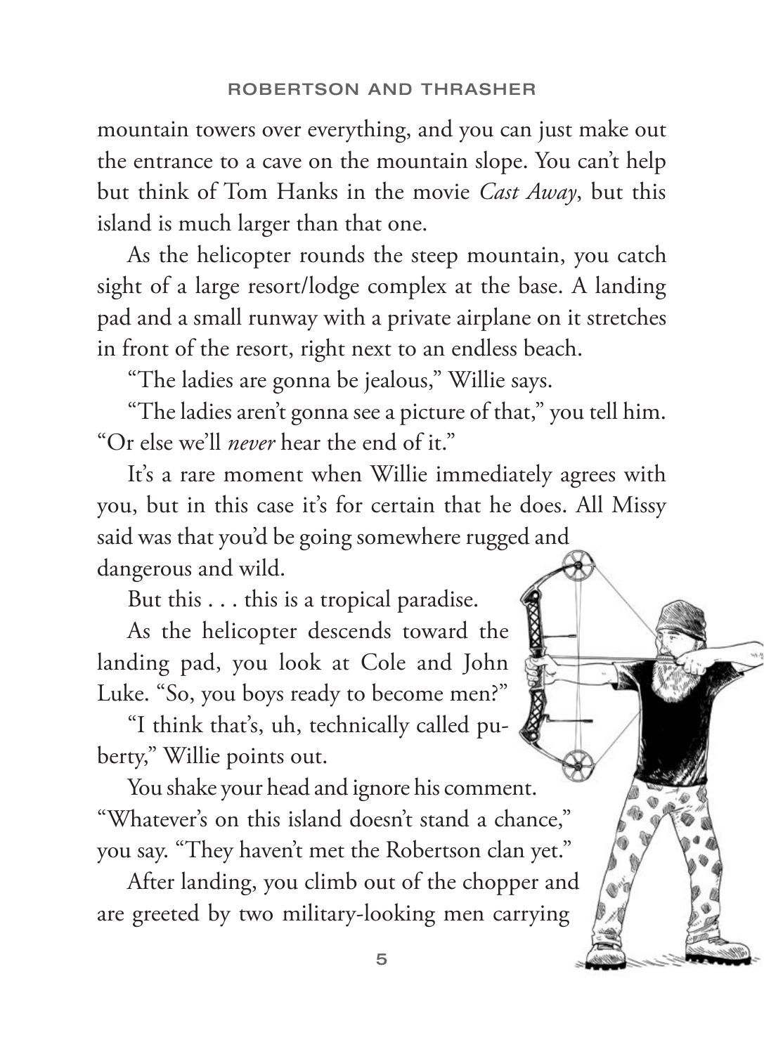mountain towers over everything, and you can just make out the entrance to a cave on the mountain slope. You can't help but think of Tom Hanks in the movie *Cast Away*, but this island is much larger than that one.

As the helicopter rounds the steep mountain, you catch sight of a large resort/lodge complex at the base. A landing pad and a small runway with a private airplane on it stretches in front of the resort, right next to an endless beach.

"The ladies are gonna be jealous," Willie says.

"The ladies aren't gonna see a picture of that," you tell him. "Or else we'll *never* hear the end of it."

It's a rare moment when Willie immediately agrees with you, but in this case it's for certain that he does. All Missy said was that you'd be going somewhere rugged and dangerous and wild.

But this . . . this is a tropical paradise.

As the helicopter descends toward the landing pad, you look at Cole and John Luke. "So, you boys ready to become men?"

"I think that's, uh, technically called puberty," Willie points out.

You shake your head and ignore his comment. "Whatever's on this island doesn't stand a chance," you say. "They haven't met the Robertson clan yet."

After landing, you climb out of the chopper and are greeted by two military-looking men carrying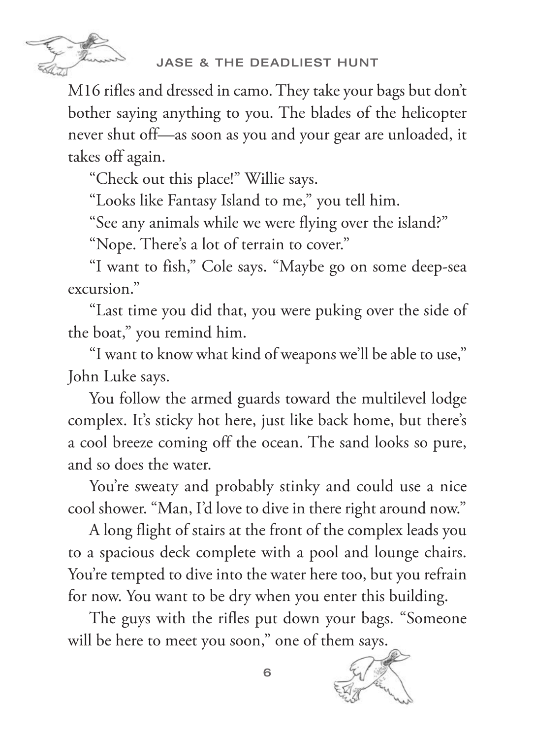M16 rifles and dressed in camo. They take your bags but don't bother saying anything to you. The blades of the helicopter never shut off—as soon as you and your gear are unloaded, it takes off again.

"Check out this place!" Willie says.

"Looks like Fantasy Island to me," you tell him.

"See any animals while we were flying over the island?"

"Nope. There's a lot of terrain to cover."

"I want to fish," Cole says. "Maybe go on some deep-sea excursion."

"Last time you did that, you were puking over the side of the boat," you remind him.

"I want to know what kind of weapons we'll be able to use," John Luke says.

You follow the armed guards toward the multilevel lodge complex. It's sticky hot here, just like back home, but there's a cool breeze coming off the ocean. The sand looks so pure, and so does the water.

You're sweaty and probably stinky and could use a nice cool shower. "Man, I'd love to dive in there right around now."

A long flight of stairs at the front of the complex leads you to a spacious deck complete with a pool and lounge chairs. You're tempted to dive into the water here too, but you refrain for now. You want to be dry when you enter this building.

The guys with the rifles put down your bags. "Someone will be here to meet you soon," one of them says.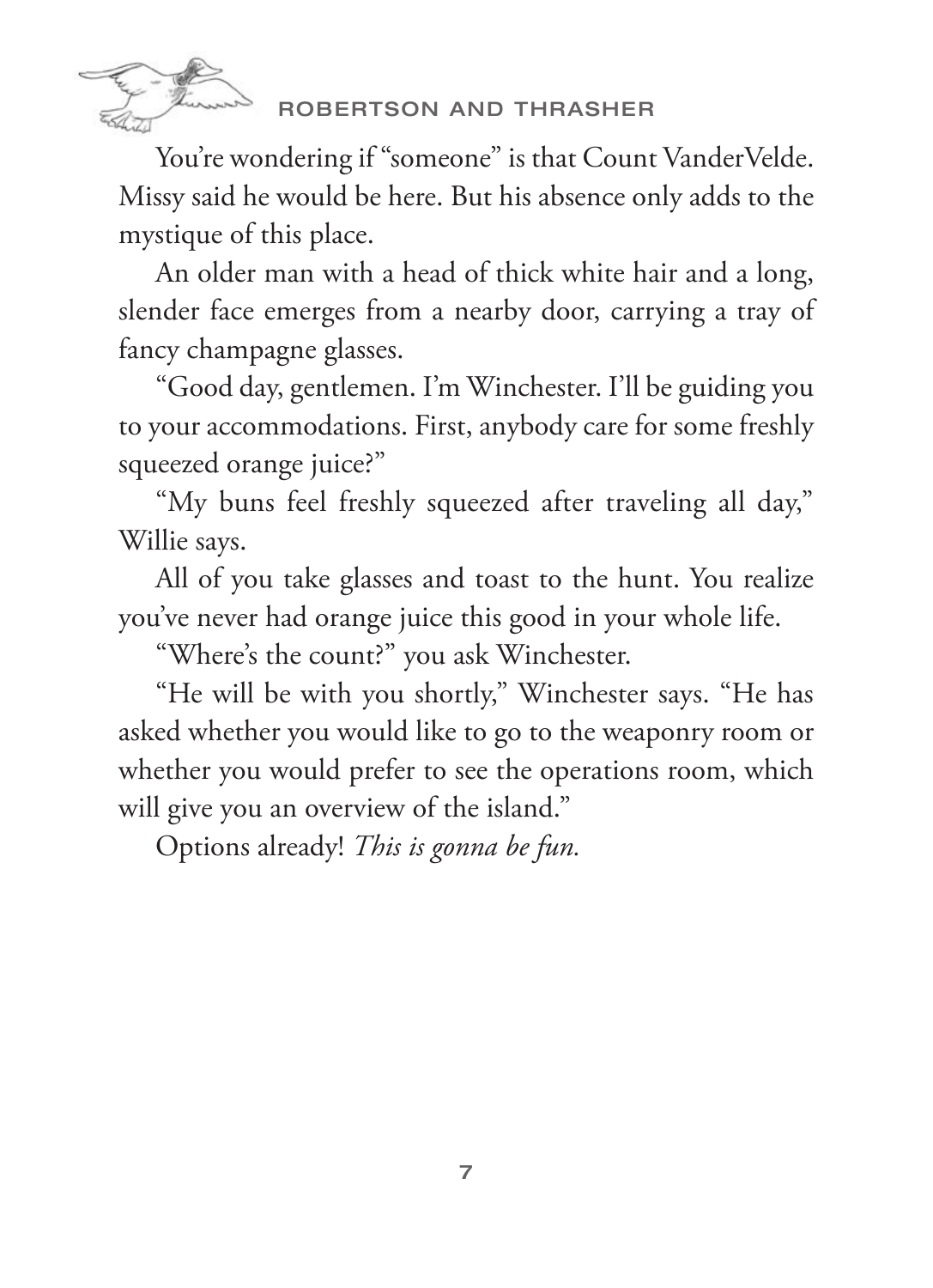You're wondering if "someone" is that Count VanderVelde. Missy said he would be here. But his absence only adds to the mystique of this place.

An older man with a head of thick white hair and a long, slender face emerges from a nearby door, carrying a tray of fancy champagne glasses.

"Good day, gentlemen. I'm Winchester. I'll be guiding you to your accommodations. First, anybody care for some freshly squeezed orange juice?"

"My buns feel freshly squeezed after traveling all day," Willie says.

All of you take glasses and toast to the hunt. You realize you've never had orange juice this good in your whole life.

"Where's the count?" you ask Winchester.

"He will be with you shortly," Winchester says. "He has asked whether you would like to go to the weaponry room or whether you would prefer to see the operations room, which will give you an overview of the island."

Options already! *This is gonna be fun.*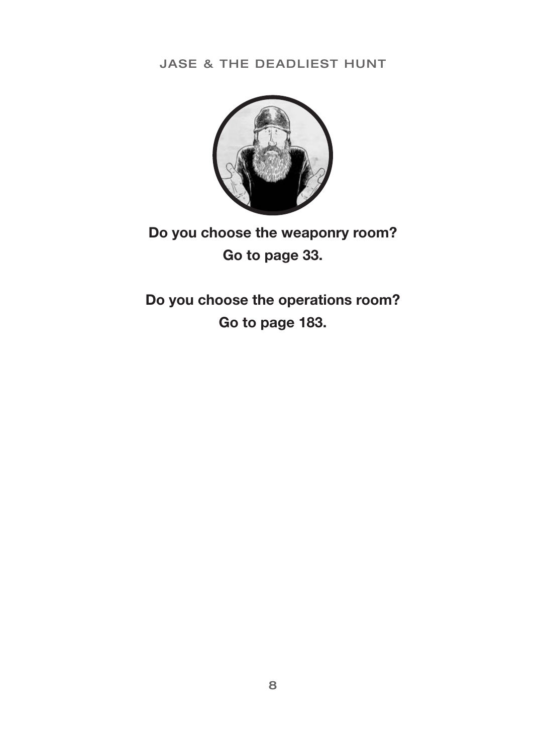**Do you choose the weaponry room?**
**Go to page 33.**

**Do you choose the operations room?**
**Go to page 183.**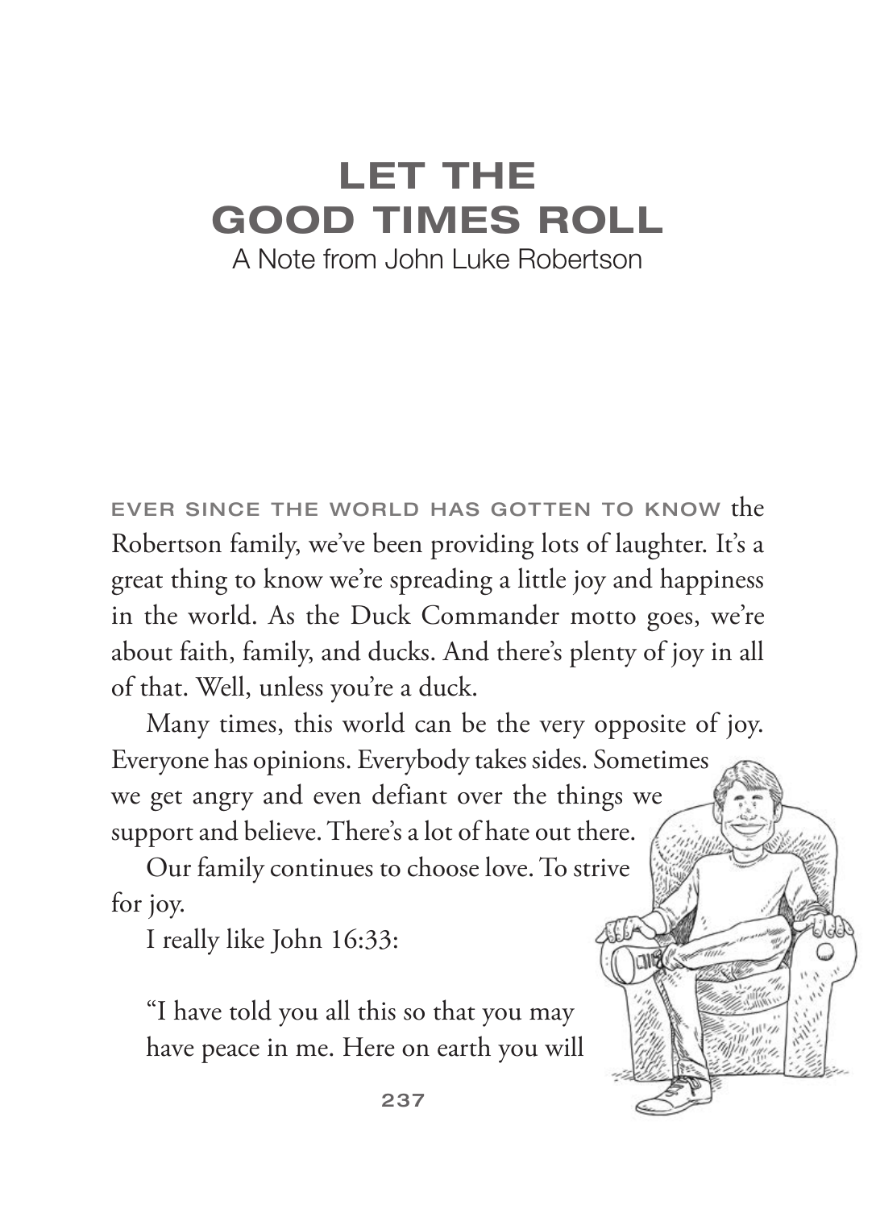# LET THE GOOD TIMES ROLL

A Note from John Luke Robertson

EVER SINCE THE WORLD HAS GOTTEN TO KNOW the Robertson family, we've been providing lots of laughter. It's a great thing to know we're spreading a little joy and happiness in the world. As the Duck Commander motto goes, we're about faith, family, and ducks. And there's plenty of joy in all of that. Well, unless you're a duck.

Many times, this world can be the very opposite of joy. Everyone has opinions. Everybody takes sides. Sometimes we get angry and even defiant over the things we support and believe. There's a lot of hate out there.

Our family continues to choose love. To strive for joy.

I really like John 16:33:

> "I have told you all this so that you may have peace in me. Here on earth you will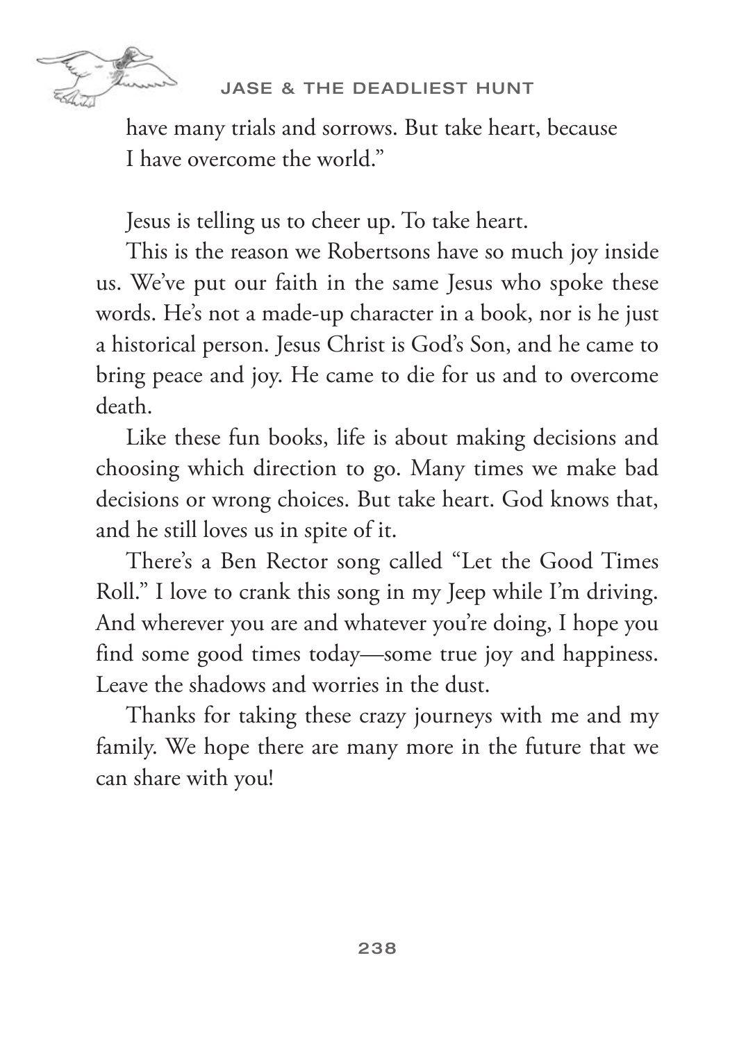have many trials and sorrows. But take heart, because
I have overcome the world."

Jesus is telling us to cheer up. To take heart.

This is the reason we Robertsons have so much joy inside us. We've put our faith in the same Jesus who spoke these words. He's not a made-up character in a book, nor is he just a historical person. Jesus Christ is God's Son, and he came to bring peace and joy. He came to die for us and to overcome death.

Like these fun books, life is about making decisions and choosing which direction to go. Many times we make bad decisions or wrong choices. But take heart. God knows that, and he still loves us in spite of it.

There's a Ben Rector song called "Let the Good Times Roll." I love to crank this song in my Jeep while I'm driving. And wherever you are and whatever you're doing, I hope you find some good times today—some true joy and happiness. Leave the shadows and worries in the dust.

Thanks for taking these crazy journeys with me and my family. We hope there are many more in the future that we can share with you!